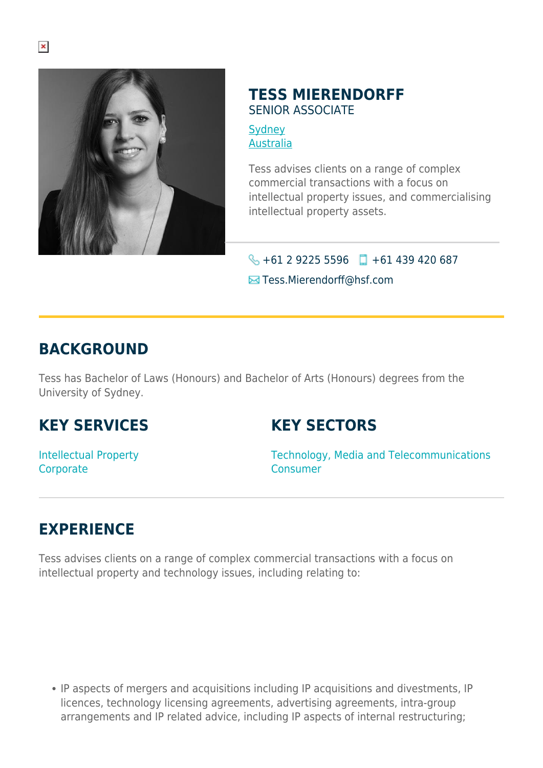# TESS MIERENDORFF

SENIOR ASSOCIATE

Sydney
Australia

Tess advises clients on a range of complex commercial transactions with a focus on intellectual property issues, and commercialising intellectual property assets.

+61 2 9225 5596 +61 439 420 687

Tess.Mierendorff@hsf.com

## BACKGROUND

Tess has Bachelor of Laws (Honours) and Bachelor of Arts (Honours) degrees from the University of Sydney.

## KEY SERVICES

Intellectual Property
Corporate

## KEY SECTORS

Technology, Media and Telecommunications
Consumer

## EXPERIENCE

Tess advises clients on a range of complex commercial transactions with a focus on intellectual property and technology issues, including relating to:

- IP aspects of mergers and acquisitions including IP acquisitions and divestments, IP licences, technology licensing agreements, advertising agreements, intra-group arrangements and IP related advice, including IP aspects of internal restructuring;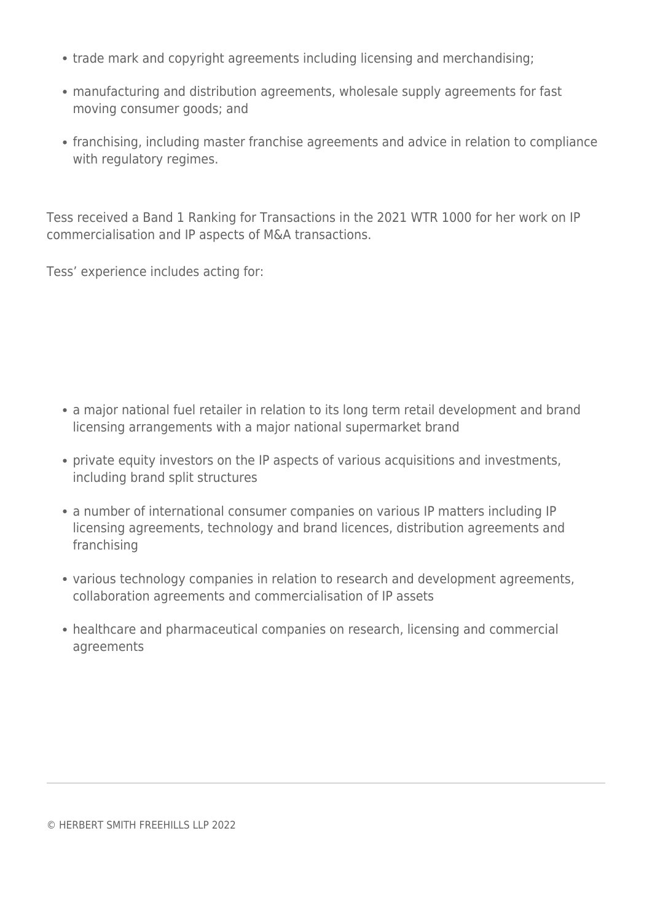- trade mark and copyright agreements including licensing and merchandising;
- manufacturing and distribution agreements, wholesale supply agreements for fast moving consumer goods; and
- franchising, including master franchise agreements and advice in relation to compliance with regulatory regimes.

Tess received a Band 1 Ranking for Transactions in the 2021 WTR 1000 for her work on IP commercialisation and IP aspects of M&A transactions.

Tess' experience includes acting for:

- a major national fuel retailer in relation to its long term retail development and brand licensing arrangements with a major national supermarket brand
- private equity investors on the IP aspects of various acquisitions and investments, including brand split structures
- a number of international consumer companies on various IP matters including IP licensing agreements, technology and brand licences, distribution agreements and franchising
- various technology companies in relation to research and development agreements, collaboration agreements and commercialisation of IP assets
- healthcare and pharmaceutical companies on research, licensing and commercial agreements

© HERBERT SMITH FREEHILLS LLP 2022